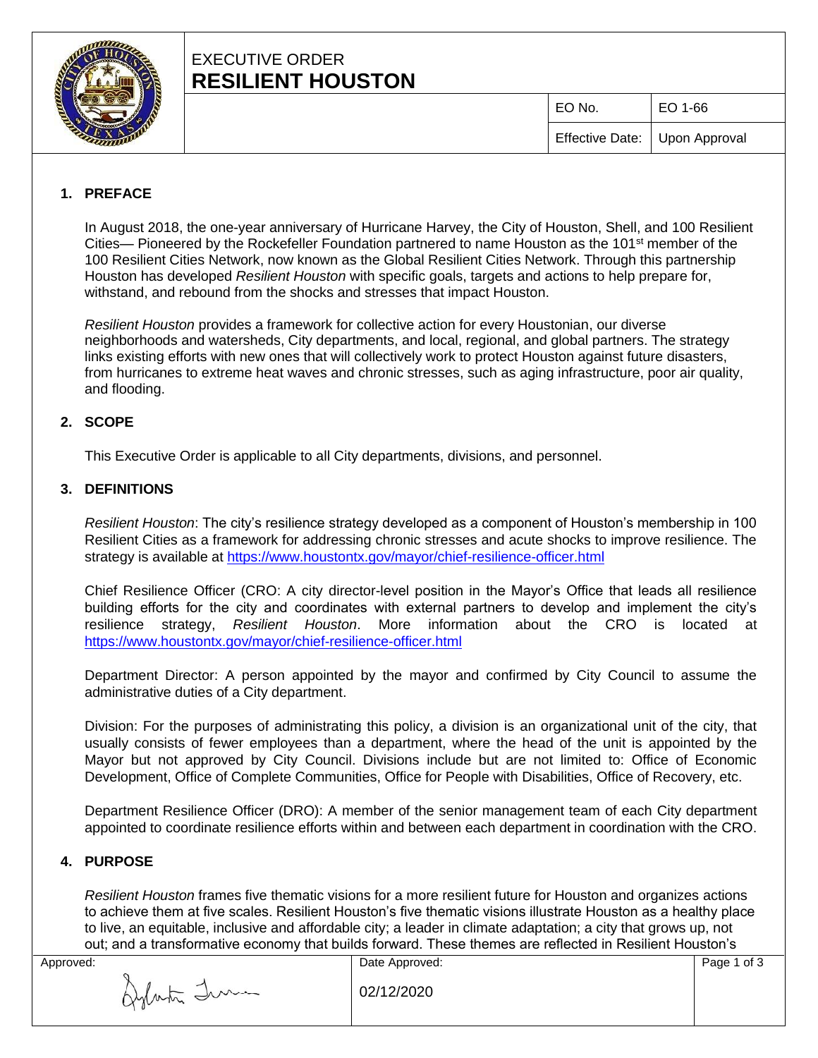# EXECUTIVE ORDER
# RESILIENT HOUSTON

| EO No. | EO 1-66 |
| --- | --- |
| Effective Date: | Upon Approval |

## 1. PREFACE

In August 2018, the one-year anniversary of Hurricane Harvey, the City of Houston, Shell, and 100 Resilient Cities— Pioneered by the Rockefeller Foundation partnered to name Houston as the 101st member of the 100 Resilient Cities Network, now known as the Global Resilient Cities Network. Through this partnership Houston has developed *Resilient Houston* with specific goals, targets and actions to help prepare for, withstand, and rebound from the shocks and stresses that impact Houston.

*Resilient Houston* provides a framework for collective action for every Houstonian, our diverse neighborhoods and watersheds, City departments, and local, regional, and global partners. The strategy links existing efforts with new ones that will collectively work to protect Houston against future disasters, from hurricanes to extreme heat waves and chronic stresses, such as aging infrastructure, poor air quality, and flooding.

## 2. SCOPE

This Executive Order is applicable to all City departments, divisions, and personnel.

## 3. DEFINITIONS

*Resilient Houston*: The city's resilience strategy developed as a component of Houston's membership in 100 Resilient Cities as a framework for addressing chronic stresses and acute shocks to improve resilience. The strategy is available at https://www.houstontx.gov/mayor/chief-resilience-officer.html

Chief Resilience Officer (CRO: A city director-level position in the Mayor's Office that leads all resilience building efforts for the city and coordinates with external partners to develop and implement the city's resilience strategy, *Resilient Houston*. More information about the CRO is located at https://www.houstontx.gov/mayor/chief-resilience-officer.html

Department Director: A person appointed by the mayor and confirmed by City Council to assume the administrative duties of a City department.

Division: For the purposes of administrating this policy, a division is an organizational unit of the city, that usually consists of fewer employees than a department, where the head of the unit is appointed by the Mayor but not approved by City Council. Divisions include but are not limited to: Office of Economic Development, Office of Complete Communities, Office for People with Disabilities, Office of Recovery, etc.

Department Resilience Officer (DRO): A member of the senior management team of each City department appointed to coordinate resilience efforts within and between each department in coordination with the CRO.

## 4. PURPOSE

*Resilient Houston* frames five thematic visions for a more resilient future for Houston and organizes actions to achieve them at five scales. Resilient Houston's five thematic visions illustrate Houston as a healthy place to live, an equitable, inclusive and affordable city; a leader in climate adaptation; a city that grows up, not out; and a transformative economy that builds forward. These themes are reflected in Resilient Houston's

| Approved: | Date Approved: |
| --- | --- |
| [signature] | 02/12/2020 |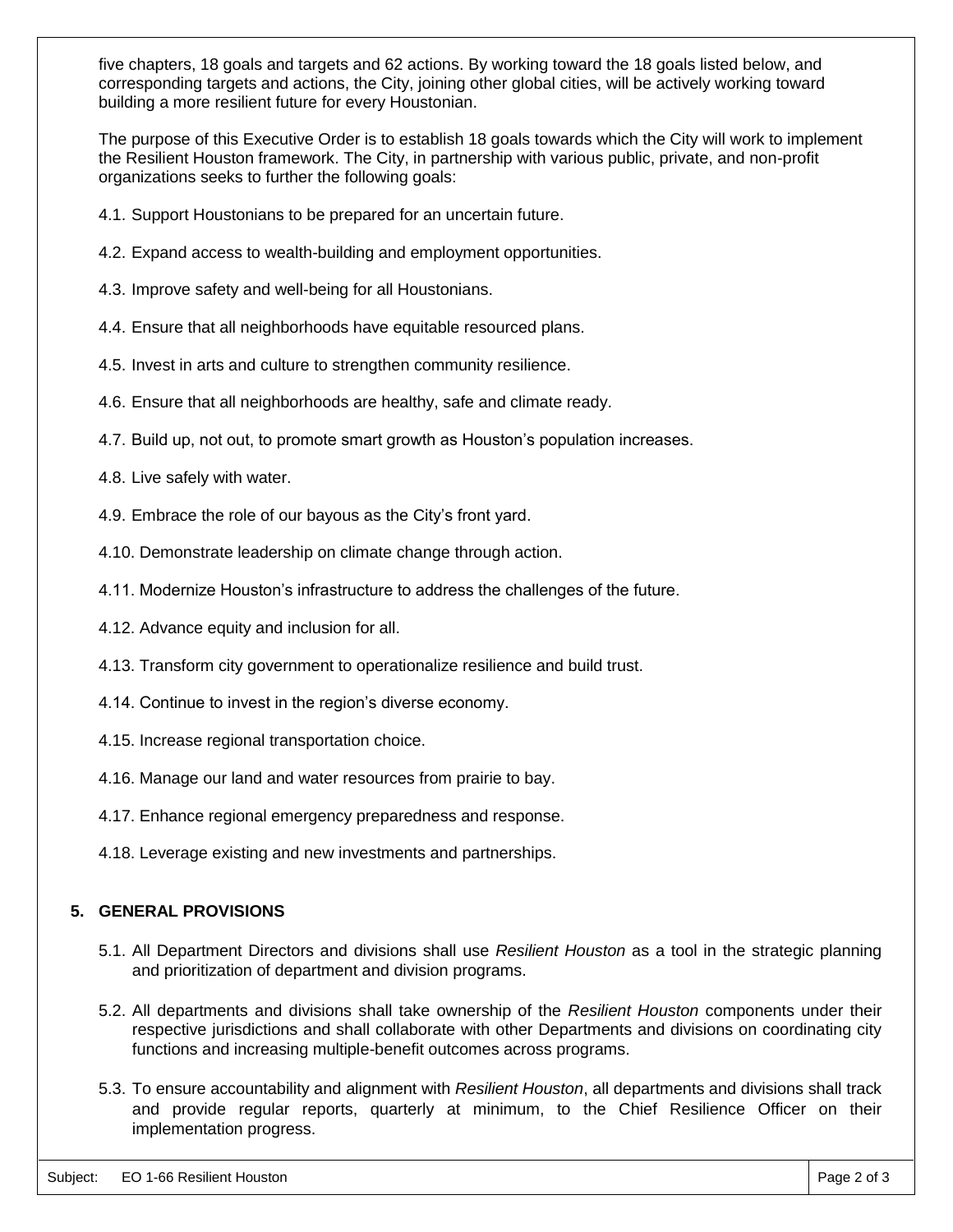five chapters, 18 goals and targets and 62 actions. By working toward the 18 goals listed below, and corresponding targets and actions, the City, joining other global cities, will be actively working toward building a more resilient future for every Houstonian.

The purpose of this Executive Order is to establish 18 goals towards which the City will work to implement the Resilient Houston framework. The City, in partnership with various public, private, and non-profit organizations seeks to further the following goals:

4.1. Support Houstonians to be prepared for an uncertain future.

4.2. Expand access to wealth-building and employment opportunities.

4.3. Improve safety and well-being for all Houstonians.

4.4. Ensure that all neighborhoods have equitable resourced plans.

4.5. Invest in arts and culture to strengthen community resilience.

4.6. Ensure that all neighborhoods are healthy, safe and climate ready.

4.7. Build up, not out, to promote smart growth as Houston's population increases.

4.8. Live safely with water.

4.9. Embrace the role of our bayous as the City's front yard.

4.10. Demonstrate leadership on climate change through action.

4.11. Modernize Houston's infrastructure to address the challenges of the future.

4.12. Advance equity and inclusion for all.

4.13. Transform city government to operationalize resilience and build trust.

4.14. Continue to invest in the region's diverse economy.

4.15. Increase regional transportation choice.

4.16. Manage our land and water resources from prairie to bay.

4.17. Enhance regional emergency preparedness and response.

4.18. Leverage existing and new investments and partnerships.

## 5. GENERAL PROVISIONS

5.1. All Department Directors and divisions shall use *Resilient Houston* as a tool in the strategic planning and prioritization of department and division programs.

5.2. All departments and divisions shall take ownership of the *Resilient Houston* components under their respective jurisdictions and shall collaborate with other Departments and divisions on coordinating city functions and increasing multiple-benefit outcomes across programs.

5.3. To ensure accountability and alignment with *Resilient Houston*, all departments and divisions shall track and provide regular reports, quarterly at minimum, to the Chief Resilience Officer on their implementation progress.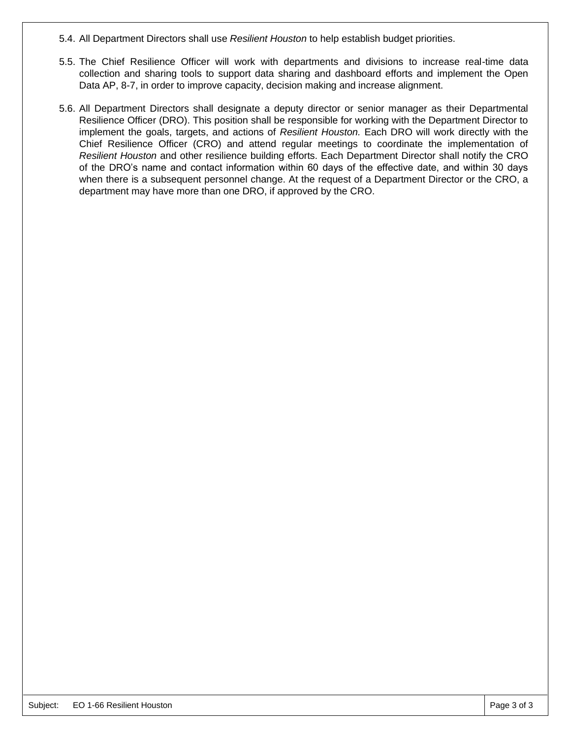5.4. All Department Directors shall use *Resilient Houston* to help establish budget priorities.

5.5. The Chief Resilience Officer will work with departments and divisions to increase real-time data collection and sharing tools to support data sharing and dashboard efforts and implement the Open Data AP, 8-7, in order to improve capacity, decision making and increase alignment.

5.6. All Department Directors shall designate a deputy director or senior manager as their Departmental Resilience Officer (DRO). This position shall be responsible for working with the Department Director to implement the goals, targets, and actions of *Resilient Houston.* Each DRO will work directly with the Chief Resilience Officer (CRO) and attend regular meetings to coordinate the implementation of *Resilient Houston* and other resilience building efforts. Each Department Director shall notify the CRO of the DRO's name and contact information within 60 days of the effective date, and within 30 days when there is a subsequent personnel change. At the request of a Department Director or the CRO, a department may have more than one DRO, if approved by the CRO.